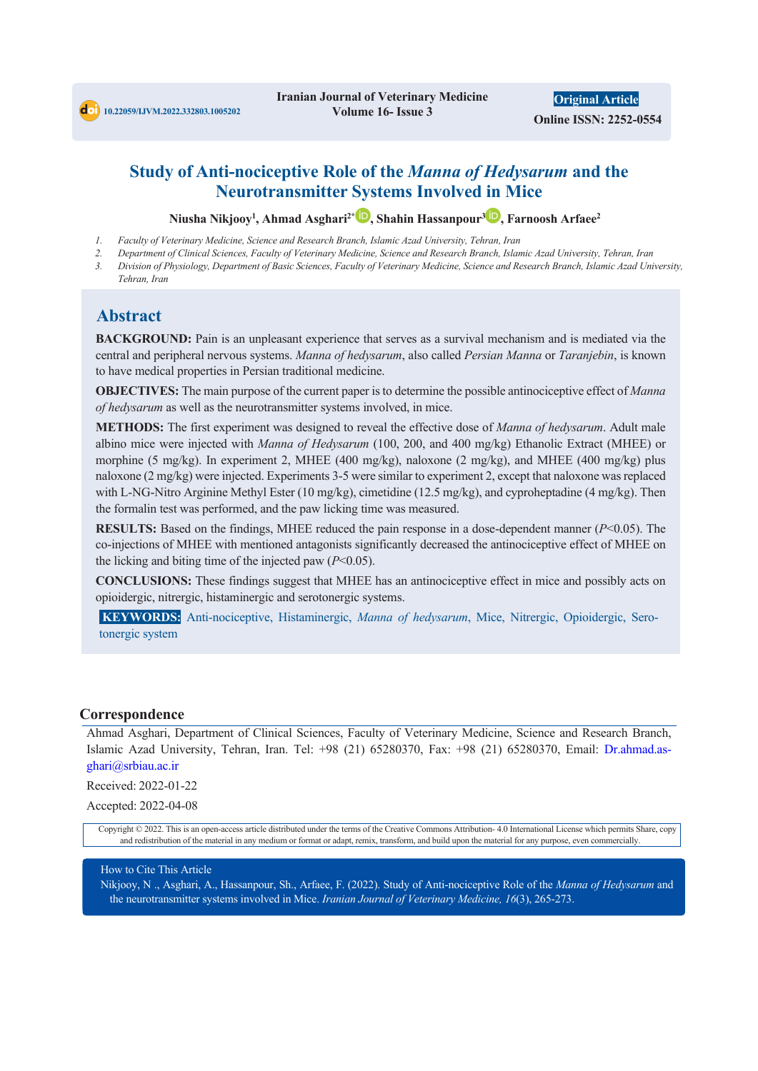10.22059/IJVM.2022.332803.1005202

Iranian Journal of Veterinary Medicine
Volume 16- Issue 3

**Original Article**
**Online ISSN: 2252-0554**

# Study of Anti-nociceptive Role of the *Manna of Hedysarum* and the Neurotransmitter Systems Involved in Mice

**Niusha Nikjooy[1], Ahmad Asghari[2*], Shahin Hassanpour[3], Farnoosh Arfaee[2]**

1. *Faculty of Veterinary Medicine, Science and Research Branch, Islamic Azad University, Tehran, Iran*
2. *Department of Clinical Sciences, Faculty of Veterinary Medicine, Science and Research Branch, Islamic Azad University, Tehran, Iran*
3. *Division of Physiology, Department of Basic Sciences, Faculty of Veterinary Medicine, Science and Research Branch, Islamic Azad University, Tehran, Iran*

## Abstract

**BACKGROUND:** Pain is an unpleasant experience that serves as a survival mechanism and is mediated via the central and peripheral nervous systems. *Manna of hedysarum*, also called *Persian Manna* or *Taranjebin*, is known to have medical properties in Persian traditional medicine.

**OBJECTIVES:** The main purpose of the current paper is to determine the possible antinociceptive effect of *Manna of hedysarum* as well as the neurotransmitter systems involved, in mice.

**METHODS:** The first experiment was designed to reveal the effective dose of *Manna of hedysarum*. Adult male albino mice were injected with *Manna of Hedysarum* (100, 200, and 400 mg/kg) Ethanolic Extract (MHEE) or morphine (5 mg/kg). In experiment 2, MHEE (400 mg/kg), naloxone (2 mg/kg), and MHEE (400 mg/kg) plus naloxone (2 mg/kg) were injected. Experiments 3-5 were similar to experiment 2, except that naloxone was replaced with L-NG-Nitro Arginine Methyl Ester (10 mg/kg), cimetidine (12.5 mg/kg), and cyproheptadine (4 mg/kg). Then the formalin test was performed, and the paw licking time was measured.

**RESULTS:** Based on the findings, MHEE reduced the pain response in a dose-dependent manner ($P<0.05$). The co-injections of MHEE with mentioned antagonists significantly decreased the antinociceptive effect of MHEE on the licking and biting time of the injected paw ($P<0.05$).

**CONCLUSIONS:** These findings suggest that MHEE has an antinociceptive effect in mice and possibly acts on opioidergic, nitrergic, histaminergic and serotonergic systems.

**KEYWORDS:** Anti-nociceptive, Histaminergic, *Manna of hedysarum*, Mice, Nitrergic, Opioidergic, Serotonergic system

## Correspondence

Ahmad Asghari, Department of Clinical Sciences, Faculty of Veterinary Medicine, Science and Research Branch, Islamic Azad University, Tehran, Iran. Tel: +98 (21) 65280370, Fax: +98 (21) 65280370, Email: Dr.ahmad.asghari@srbiau.ac.ir

Received: 2022-01-22

Accepted: 2022-04-08

Copyright © 2022. This is an open-access article distributed under the terms of the Creative Commons Attribution- 4.0 International License which permits Share, copy and redistribution of the material in any medium or format or adapt, remix, transform, and build upon the material for any purpose, even commercially.

How to Cite This Article

Nikjooy, N ., Asghari, A., Hassanpour, Sh., Arfaee, F. (2022). Study of Anti-nociceptive Role of the *Manna of Hedysarum* and the neurotransmitter systems involved in Mice. *Iranian Journal of Veterinary Medicine, 16*(3), 265-273.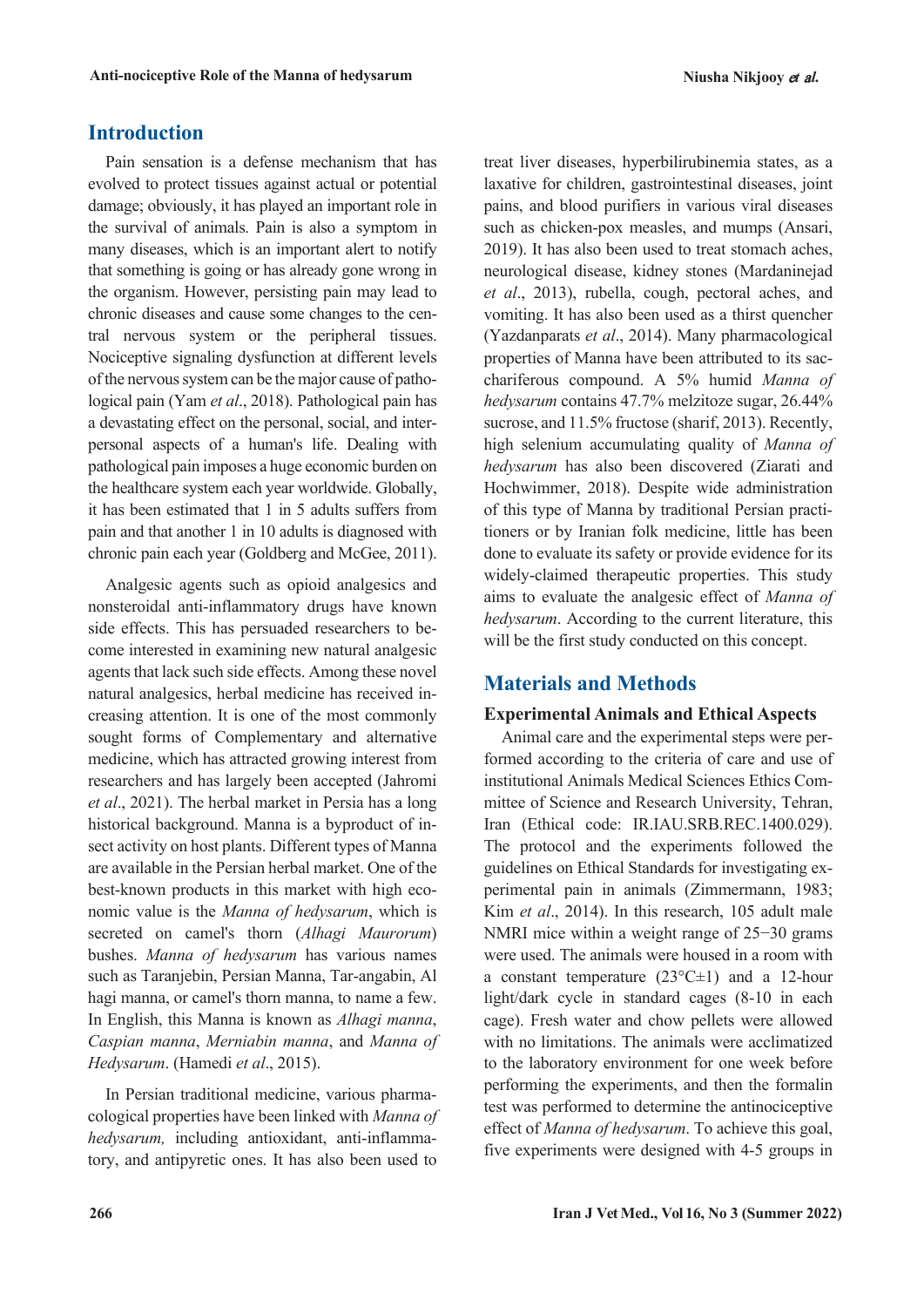## Introduction

Pain sensation is a defense mechanism that has evolved to protect tissues against actual or potential damage; obviously, it has played an important role in the survival of animals. Pain is also a symptom in many diseases, which is an important alert to notify that something is going or has already gone wrong in the organism. However, persisting pain may lead to chronic diseases and cause some changes to the central nervous system or the peripheral tissues. Nociceptive signaling dysfunction at different levels of the nervous system can be the major cause of pathological pain (Yam *et al*., 2018). Pathological pain has a devastating effect on the personal, social, and interpersonal aspects of a human's life. Dealing with pathological pain imposes a huge economic burden on the healthcare system each year worldwide. Globally, it has been estimated that 1 in 5 adults suffers from pain and that another 1 in 10 adults is diagnosed with chronic pain each year (Goldberg and McGee, 2011).

Analgesic agents such as opioid analgesics and nonsteroidal anti-inflammatory drugs have known side effects. This has persuaded researchers to become interested in examining new natural analgesic agents that lack such side effects. Among these novel natural analgesics, herbal medicine has received increasing attention. It is one of the most commonly sought forms of Complementary and alternative medicine, which has attracted growing interest from researchers and has largely been accepted (Jahromi *et al*., 2021). The herbal market in Persia has a long historical background. Manna is a byproduct of insect activity on host plants. Different types of Manna are available in the Persian herbal market. One of the best-known products in this market with high economic value is the *Manna of hedysarum*, which is secreted on camel's thorn (*Alhagi Maurorum*) bushes. *Manna of hedysarum* has various names such as Taranjebin, Persian Manna, Tar-angabin, Al hagi manna, or camel's thorn manna, to name a few. In English, this Manna is known as *Alhagi manna*, *Caspian manna*, *Merniabin manna*, and *Manna of Hedysarum*. (Hamedi *et al*., 2015).

In Persian traditional medicine, various pharmacological properties have been linked with *Manna of hedysarum,* including antioxidant, anti-inflammatory, and antipyretic ones. It has also been used to treat liver diseases, hyperbilirubinemia states, as a laxative for children, gastrointestinal diseases, joint pains, and blood purifiers in various viral diseases such as chicken-pox measles, and mumps (Ansari, 2019). It has also been used to treat stomach aches, neurological disease, kidney stones (Mardaninejad *et al*., 2013), rubella, cough, pectoral aches, and vomiting. It has also been used as a thirst quencher (Yazdanparats *et al*., 2014). Many pharmacological properties of Manna have been attributed to its sacchariferous compound. A 5% humid *Manna of hedysarum* contains 47.7% melzitoze sugar, 26.44% sucrose, and 11.5% fructose (sharif, 2013). Recently, high selenium accumulating quality of *Manna of hedysarum* has also been discovered (Ziarati and Hochwimmer, 2018). Despite wide administration of this type of Manna by traditional Persian practitioners or by Iranian folk medicine, little has been done to evaluate its safety or provide evidence for its widely-claimed therapeutic properties. This study aims to evaluate the analgesic effect of *Manna of hedysarum*. According to the current literature, this will be the first study conducted on this concept.

## Materials and Methods

### Experimental Animals and Ethical Aspects

Animal care and the experimental steps were performed according to the criteria of care and use of institutional Animals Medical Sciences Ethics Committee of Science and Research University, Tehran, Iran (Ethical code: IR.IAU.SRB.REC.1400.029). The protocol and the experiments followed the guidelines on Ethical Standards for investigating experimental pain in animals (Zimmermann, 1983; Kim *et al*., 2014). In this research, 105 adult male NMRI mice within a weight range of 25−30 grams were used. The animals were housed in a room with a constant temperature (23°C±1) and a 12-hour light/dark cycle in standard cages (8-10 in each cage). Fresh water and chow pellets were allowed with no limitations. The animals were acclimatized to the laboratory environment for one week before performing the experiments, and then the formalin test was performed to determine the antinociceptive effect of *Manna of hedysarum*. To achieve this goal, five experiments were designed with 4-5 groups in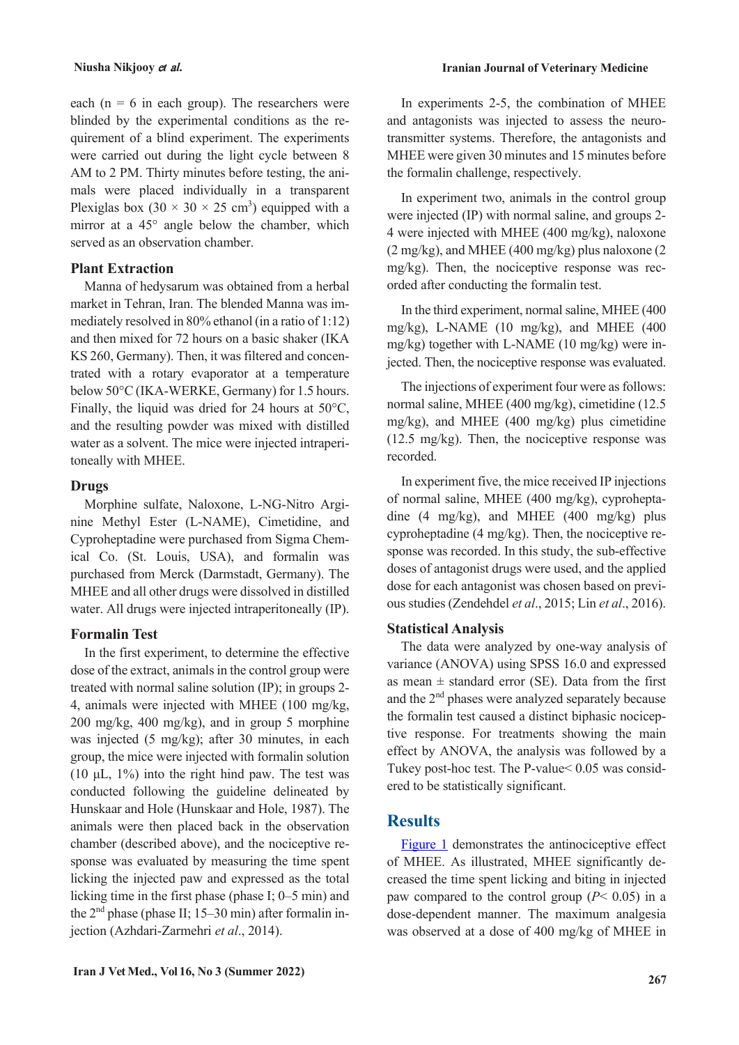each (n = 6 in each group). The researchers were blinded by the experimental conditions as the requirement of a blind experiment. The experiments were carried out during the light cycle between 8 AM to 2 PM. Thirty minutes before testing, the animals were placed individually in a transparent Plexiglas box (30 × 30 × 25 $cm^3$) equipped with a mirror at a 45° angle below the chamber, which served as an observation chamber.

### Plant Extraction

Manna of hedysarum was obtained from a herbal market in Tehran, Iran. The blended Manna was immediately resolved in 80% ethanol (in a ratio of 1:12) and then mixed for 72 hours on a basic shaker (IKA KS 260, Germany). Then, it was filtered and concentrated with a rotary evaporator at a temperature below 50°C (IKA-WERKE, Germany) for 1.5 hours. Finally, the liquid was dried for 24 hours at 50°C, and the resulting powder was mixed with distilled water as a solvent. The mice were injected intraperitoneally with MHEE.

### Drugs

Morphine sulfate, Naloxone, L-NG-Nitro Arginine Methyl Ester (L-NAME), Cimetidine, and Cyproheptadine were purchased from Sigma Chemical Co. (St. Louis, USA), and formalin was purchased from Merck (Darmstadt, Germany). The MHEE and all other drugs were dissolved in distilled water. All drugs were injected intraperitoneally (IP).

### Formalin Test

In the first experiment, to determine the effective dose of the extract, animals in the control group were treated with normal saline solution (IP); in groups 2-4, animals were injected with MHEE (100 mg/kg, 200 mg/kg, 400 mg/kg), and in group 5 morphine was injected (5 mg/kg); after 30 minutes, in each group, the mice were injected with formalin solution (10 μL, 1%) into the right hind paw. The test was conducted following the guideline delineated by Hunskaar and Hole (Hunskaar and Hole, 1987). The animals were then placed back in the observation chamber (described above), and the nociceptive response was evaluated by measuring the time spent licking the injected paw and expressed as the total licking time in the first phase (phase I; 0–5 min) and the 2nd phase (phase II; 15–30 min) after formalin injection (Azhdari-Zarmehri *et al*., 2014).

In experiments 2-5, the combination of MHEE and antagonists was injected to assess the neurotransmitter systems. Therefore, the antagonists and MHEE were given 30 minutes and 15 minutes before the formalin challenge, respectively.

In experiment two, animals in the control group were injected (IP) with normal saline, and groups 2-4 were injected with MHEE (400 mg/kg), naloxone (2 mg/kg), and MHEE (400 mg/kg) plus naloxone (2 mg/kg). Then, the nociceptive response was recorded after conducting the formalin test.

In the third experiment, normal saline, MHEE (400 mg/kg), L-NAME (10 mg/kg), and MHEE (400 mg/kg) together with L-NAME (10 mg/kg) were injected. Then, the nociceptive response was evaluated.

The injections of experiment four were as follows: normal saline, MHEE (400 mg/kg), cimetidine (12.5 mg/kg), and MHEE (400 mg/kg) plus cimetidine (12.5 mg/kg). Then, the nociceptive response was recorded.

In experiment five, the mice received IP injections of normal saline, MHEE (400 mg/kg), cyproheptadine (4 mg/kg), and MHEE (400 mg/kg) plus cyproheptadine (4 mg/kg). Then, the nociceptive response was recorded. In this study, the sub-effective doses of antagonist drugs were used, and the applied dose for each antagonist was chosen based on previous studies (Zendehdel *et al*., 2015; Lin *et al*., 2016).

### Statistical Analysis

The data were analyzed by one-way analysis of variance (ANOVA) using SPSS 16.0 and expressed as mean ± standard error (SE). Data from the first and the 2nd phases were analyzed separately because the formalin test caused a distinct biphasic nociceptive response. For treatments showing the main effect by ANOVA, the analysis was followed by a Tukey post-hoc test. The P-value< 0.05 was considered to be statistically significant.

## Results

Figure 1 demonstrates the antinociceptive effect of MHEE. As illustrated, MHEE significantly decreased the time spent licking and biting in injected paw compared to the control group ($P < 0.05$) in a dose-dependent manner. The maximum analgesia was observed at a dose of 400 mg/kg of MHEE in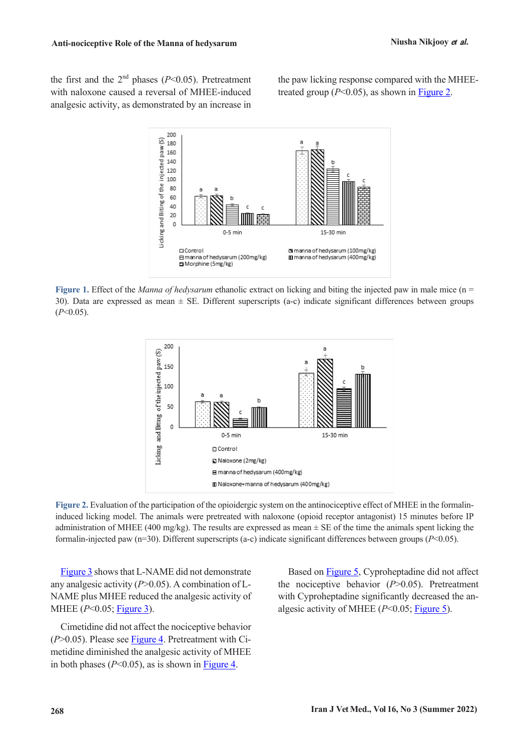the first and the 2nd phases ($P<0.05$). Pretreatment with naloxone caused a reversal of MHEE-induced analgesic activity, as demonstrated by an increase in the paw licking response compared with the MHEE-treated group ($P<0.05$), as shown in Figure 2.

**Figure 1.** Effect of the *Manna of hedysarum* ethanolic extract on licking and biting the injected paw in male mice (n = 30). Data are expressed as mean ± SE. Different superscripts (a-c) indicate significant differences between groups ($P<0.05$).

**Figure 2.** Evaluation of the participation of the opioidergic system on the antinociceptive effect of MHEE in the formalin-induced licking model. The animals were pretreated with naloxone (opioid receptor antagonist) 15 minutes before IP administration of MHEE (400 mg/kg). The results are expressed as mean ± SE of the time the animals spent licking the formalin-injected paw (n=30). Different superscripts (a-c) indicate significant differences between groups ($P<0.05$).

Figure 3 shows that L-NAME did not demonstrate any analgesic activity ($P>0.05$). A combination of L-NAME plus MHEE reduced the analgesic activity of MHEE ($P<0.05$; Figure 3).

Cimetidine did not affect the nociceptive behavior ($P>0.05$). Please see Figure 4. Pretreatment with Cimetidine diminished the analgesic activity of MHEE in both phases ($P<0.05$), as is shown in Figure 4.

Based on Figure 5, Cyproheptadine did not affect the nociceptive behavior ($P>0.05$). Pretreatment with Cyproheptadine significantly decreased the analgesic activity of MHEE ($P<0.05$; Figure 5).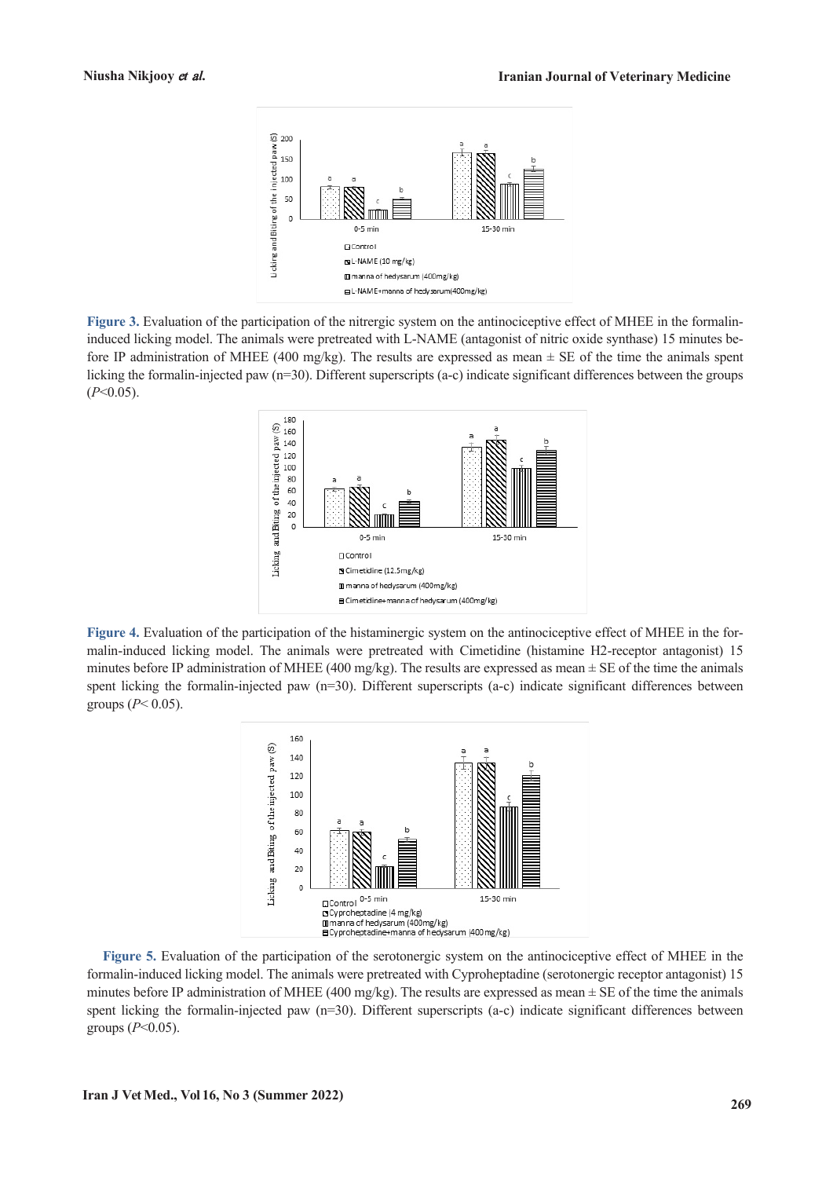**Figure 3.** Evaluation of the participation of the nitrergic system on the antinociceptive effect of MHEE in the formalin-induced licking model. The animals were pretreated with L-NAME (antagonist of nitric oxide synthase) 15 minutes before IP administration of MHEE (400 mg/kg). The results are expressed as mean ± SE of the time the animals spent licking the formalin-injected paw (n=30). Different superscripts (a-c) indicate significant differences between the groups (*P*<0.05).

**Figure 4.** Evaluation of the participation of the histaminergic system on the antinociceptive effect of MHEE in the formalin-induced licking model. The animals were pretreated with Cimetidine (histamine H2-receptor antagonist) 15 minutes before IP administration of MHEE (400 mg/kg). The results are expressed as mean ± SE of the time the animals spent licking the formalin-injected paw (n=30). Different superscripts (a-c) indicate significant differences between groups (*P*< 0.05).

**Figure 5.** Evaluation of the participation of the serotonergic system on the antinociceptive effect of MHEE in the formalin-induced licking model. The animals were pretreated with Cyproheptadine (serotonergic receptor antagonist) 15 minutes before IP administration of MHEE (400 mg/kg). The results are expressed as mean ± SE of the time the animals spent licking the formalin-injected paw (n=30). Different superscripts (a-c) indicate significant differences between groups (*P*<0.05).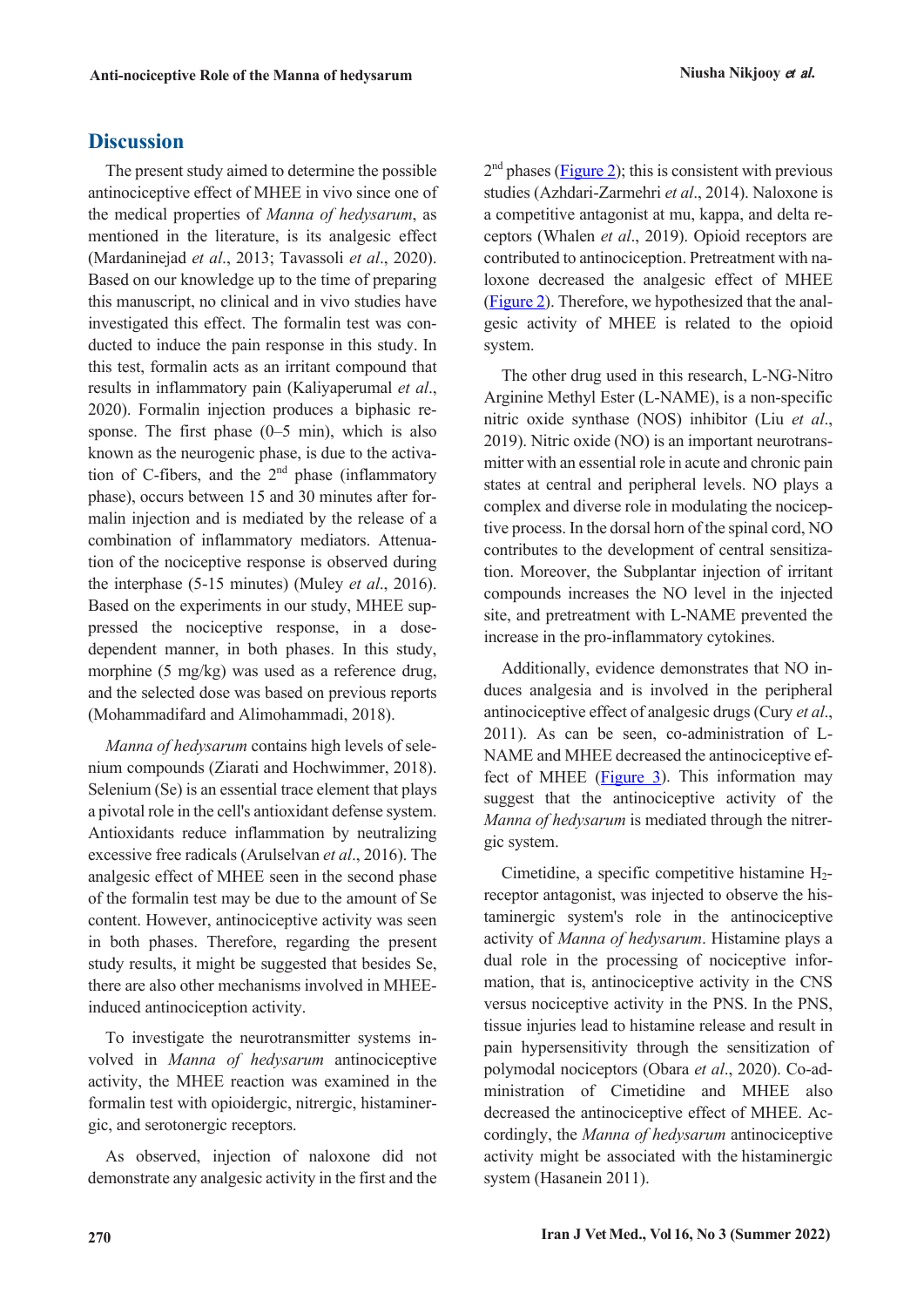## Discussion

The present study aimed to determine the possible antinociceptive effect of MHEE in vivo since one of the medical properties of *Manna of hedysarum*, as mentioned in the literature, is its analgesic effect (Mardaninejad *et al*., 2013; Tavassoli *et al*., 2020). Based on our knowledge up to the time of preparing this manuscript, no clinical and in vivo studies have investigated this effect. The formalin test was conducted to induce the pain response in this study. In this test, formalin acts as an irritant compound that results in inflammatory pain (Kaliyaperumal *et al*., 2020). Formalin injection produces a biphasic response. The first phase (0–5 min), which is also known as the neurogenic phase, is due to the activation of C-fibers, and the 2nd phase (inflammatory phase), occurs between 15 and 30 minutes after formalin injection and is mediated by the release of a combination of inflammatory mediators. Attenuation of the nociceptive response is observed during the interphase (5-15 minutes) (Muley *et al*., 2016). Based on the experiments in our study, MHEE suppressed the nociceptive response, in a dose-dependent manner, in both phases. In this study, morphine (5 mg/kg) was used as a reference drug, and the selected dose was based on previous reports (Mohammadifard and Alimohammadi, 2018).

*Manna of hedysarum* contains high levels of selenium compounds (Ziarati and Hochwimmer, 2018). Selenium (Se) is an essential trace element that plays a pivotal role in the cell's antioxidant defense system. Antioxidants reduce inflammation by neutralizing excessive free radicals (Arulselvan *et al*., 2016). The analgesic effect of MHEE seen in the second phase of the formalin test may be due to the amount of Se content. However, antinociceptive activity was seen in both phases. Therefore, regarding the present study results, it might be suggested that besides Se, there are also other mechanisms involved in MHEE-induced antinociception activity.

To investigate the neurotransmitter systems involved in *Manna of hedysarum* antinociceptive activity, the MHEE reaction was examined in the formalin test with opioidergic, nitrergic, histaminergic, and serotonergic receptors.

As observed, injection of naloxone did not demonstrate any analgesic activity in the first and the 2nd phases (Figure 2); this is consistent with previous studies (Azhdari-Zarmehri *et al*., 2014). Naloxone is a competitive antagonist at mu, kappa, and delta receptors (Whalen *et al*., 2019). Opioid receptors are contributed to antinociception. Pretreatment with naloxone decreased the analgesic effect of MHEE (Figure 2). Therefore, we hypothesized that the analgesic activity of MHEE is related to the opioid system.

The other drug used in this research, L-NG-Nitro Arginine Methyl Ester (L-NAME), is a non-specific nitric oxide synthase (NOS) inhibitor (Liu *et al*., 2019). Nitric oxide (NO) is an important neurotransmitter with an essential role in acute and chronic pain states at central and peripheral levels. NO plays a complex and diverse role in modulating the nociceptive process. In the dorsal horn of the spinal cord, NO contributes to the development of central sensitization. Moreover, the Subplantar injection of irritant compounds increases the NO level in the injected site, and pretreatment with L-NAME prevented the increase in the pro-inflammatory cytokines.

Additionally, evidence demonstrates that NO induces analgesia and is involved in the peripheral antinociceptive effect of analgesic drugs (Cury *et al*., 2011). As can be seen, co-administration of L-NAME and MHEE decreased the antinociceptive effect of MHEE (Figure 3). This information may suggest that the antinociceptive activity of the *Manna of hedysarum* is mediated through the nitrergic system.

Cimetidine, a specific competitive histamine $H_2$-receptor antagonist, was injected to observe the histaminergic system's role in the antinociceptive activity of *Manna of hedysarum*. Histamine plays a dual role in the processing of nociceptive information, that is, antinociceptive activity in the CNS versus nociceptive activity in the PNS. In the PNS, tissue injuries lead to histamine release and result in pain hypersensitivity through the sensitization of polymodal nociceptors (Obara *et al*., 2020). Co-administration of Cimetidine and MHEE also decreased the antinociceptive effect of MHEE. Accordingly, the *Manna of hedysarum* antinociceptive activity might be associated with the histaminergic system (Hasanein 2011).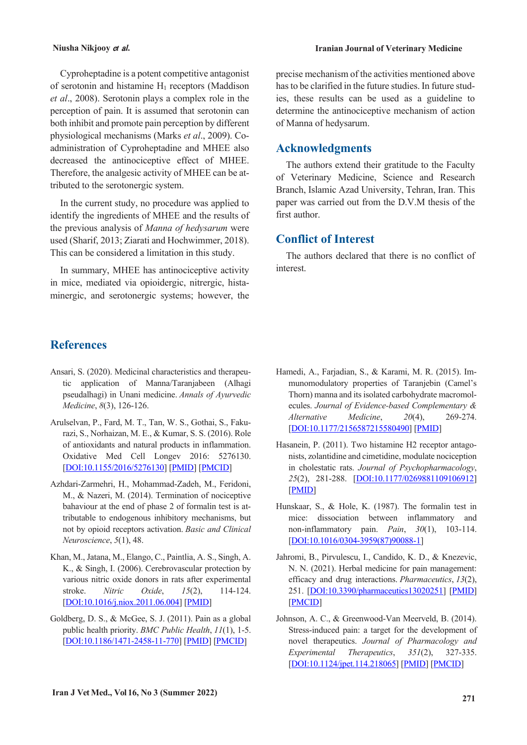Cyproheptadine is a potent competitive antagonist of serotonin and histamine $H_1$ receptors (Maddison *et al*., 2008). Serotonin plays a complex role in the perception of pain. It is assumed that serotonin can both inhibit and promote pain perception by different physiological mechanisms (Marks *et al*., 2009). Co-administration of Cyproheptadine and MHEE also decreased the antinociceptive effect of MHEE. Therefore, the analgesic activity of MHEE can be attributed to the serotonergic system.

In the current study, no procedure was applied to identify the ingredients of MHEE and the results of the previous analysis of *Manna of hedysarum* were used (Sharif, 2013; Ziarati and Hochwimmer, 2018). This can be considered a limitation in this study.

In summary, MHEE has antinociceptive activity in mice, mediated via opioidergic, nitrergic, histaminergic, and serotonergic systems; however, the precise mechanism of the activities mentioned above has to be clarified in the future studies. In future studies, these results can be used as a guideline to determine the antinociceptive mechanism of action of Manna of hedysarum.

## Acknowledgments

The authors extend their gratitude to the Faculty of Veterinary Medicine, Science and Research Branch, Islamic Azad University, Tehran, Iran. This paper was carried out from the D.V.M thesis of the first author.

## Conflict of Interest

The authors declared that there is no conflict of interest.

## References

Ansari, S. (2020). Medicinal characteristics and therapeutic application of Manna/Taranjabeen (Alhagi pseudalhagi) in Unani medicine. *Annals of Ayurvedic Medicine*, *8*(3), 126-126.

Arulselvan, P., Fard, M. T., Tan, W. S., Gothai, S., Fakurazi, S., Norhaizan, M. E., & Kumar, S. S. (2016). Role of antioxidants and natural products in inflammation. Oxidative Med Cell Longev 2016: 5276130. [DOI:10.1155/2016/5276130] [PMID] [PMCID]

Azhdari-Zarmehri, H., Mohammad-Zadeh, M., Feridoni, M., & Nazeri, M. (2014). Termination of nociceptive bahaviour at the end of phase 2 of formalin test is attributable to endogenous inhibitory mechanisms, but not by opioid receptors activation. *Basic and Clinical Neuroscience*, *5*(1), 48.

Khan, M., Jatana, M., Elango, C., Paintlia, A. S., Singh, A. K., & Singh, I. (2006). Cerebrovascular protection by various nitric oxide donors in rats after experimental stroke. *Nitric Oxide*, *15*(2), 114-124. [DOI:10.1016/j.niox.2011.06.004] [PMID]

Goldberg, D. S., & McGee, S. J. (2011). Pain as a global public health priority. *BMC Public Health*, *11*(1), 1-5. [DOI:10.1186/1471-2458-11-770] [PMID] [PMCID]

Hamedi, A., Farjadian, S., & Karami, M. R. (2015). Immunomodulatory properties of Taranjebin (Camel's Thorn) manna and its isolated carbohydrate macromolecules. *Journal of Evidence-based Complementary & Alternative Medicine*, *20*(4), 269-274. [DOI:10.1177/2156587215580490] [PMID]

Hasanein, P. (2011). Two histamine H2 receptor antagonists, zolantidine and cimetidine, modulate nociception in cholestatic rats. *Journal of Psychopharmacology*, *25*(2), 281-288. [DOI:10.1177/0269881109106912] [PMID]

Hunskaar, S., & Hole, K. (1987). The formalin test in mice: dissociation between inflammatory and non-inflammatory pain. *Pain*, *30*(1), 103-114. [DOI:10.1016/0304-3959(87)90088-1]

Jahromi, B., Pirvulescu, I., Candido, K. D., & Knezevic, N. N. (2021). Herbal medicine for pain management: efficacy and drug interactions. *Pharmaceutics*, *13*(2), 251. [DOI:10.3390/pharmaceutics13020251] [PMID] [PMCID]

Johnson, A. C., & Greenwood-Van Meerveld, B. (2014). Stress-induced pain: a target for the development of novel therapeutics. *Journal of Pharmacology and Experimental Therapeutics*, *351*(2), 327-335. [DOI:10.1124/jpet.114.218065] [PMID] [PMCID]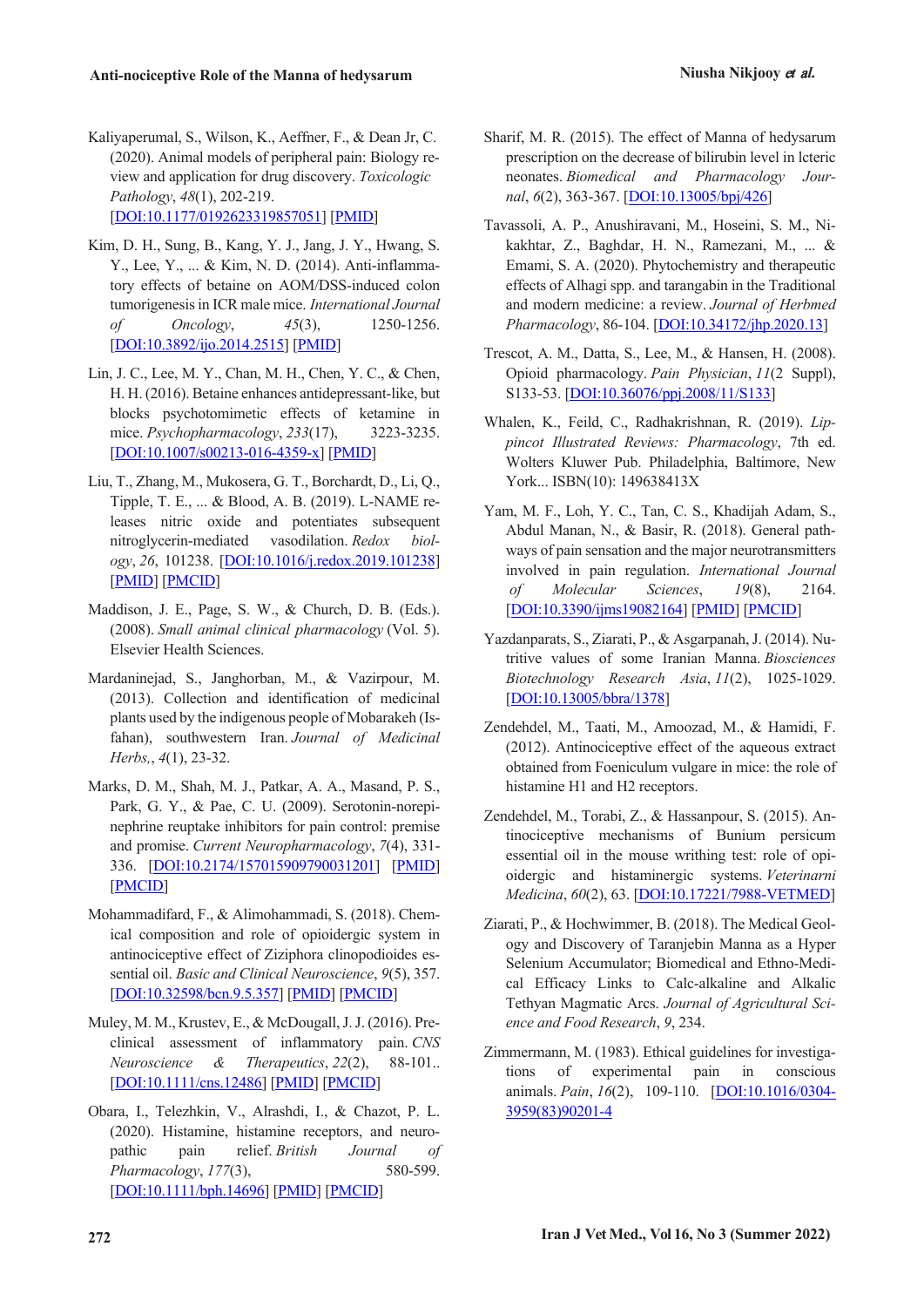Kaliyaperumal, S., Wilson, K., Aeffner, F., & Dean Jr, C. (2020). Animal models of peripheral pain: Biology review and application for drug discovery. *Toxicologic Pathology*, *48*(1), 202-219. [DOI:10.1177/0192623319857051] [PMID]

Kim, D. H., Sung, B., Kang, Y. J., Jang, J. Y., Hwang, S. Y., Lee, Y., ... & Kim, N. D. (2014). Anti-inflammatory effects of betaine on AOM/DSS-induced colon tumorigenesis in ICR male mice. *International Journal of Oncology*, *45*(3), 1250-1256. [DOI:10.3892/ijo.2014.2515] [PMID]

Lin, J. C., Lee, M. Y., Chan, M. H., Chen, Y. C., & Chen, H. H. (2016). Betaine enhances antidepressant-like, but blocks psychotomimetic effects of ketamine in mice. *Psychopharmacology*, *233*(17), 3223-3235. [DOI:10.1007/s00213-016-4359-x] [PMID]

Liu, T., Zhang, M., Mukosera, G. T., Borchardt, D., Li, Q., Tipple, T. E., ... & Blood, A. B. (2019). L-NAME releases nitric oxide and potentiates subsequent nitroglycerin-mediated vasodilation. *Redox biology*, *26*, 101238. [DOI:10.1016/j.redox.2019.101238] [PMID] [PMCID]

Maddison, J. E., Page, S. W., & Church, D. B. (Eds.). (2008). *Small animal clinical pharmacology* (Vol. 5). Elsevier Health Sciences.

Mardaninejad, S., Janghorban, M., & Vazirpour, M. (2013). Collection and identification of medicinal plants used by the indigenous people of Mobarakeh (Isfahan), southwestern Iran. *Journal of Medicinal Herbs,*, *4*(1), 23-32.

Marks, D. M., Shah, M. J., Patkar, A. A., Masand, P. S., Park, G. Y., & Pae, C. U. (2009). Serotonin-norepinephrine reuptake inhibitors for pain control: premise and promise. *Current Neuropharmacology*, *7*(4), 331-336. [DOI:10.2174/157015909790031201] [PMID] [PMCID]

Mohammadifard, F., & Alimohammadi, S. (2018). Chemical composition and role of opioidergic system in antinociceptive effect of Ziziphora clinopodioides essential oil. *Basic and Clinical Neuroscience*, *9*(5), 357. [DOI:10.32598/bcn.9.5.357] [PMID] [PMCID]

Muley, M. M., Krustev, E., & McDougall, J. J. (2016). Preclinical assessment of inflammatory pain. *CNS Neuroscience & Therapeutics*, *22*(2), 88-101.. [DOI:10.1111/cns.12486] [PMID] [PMCID]

Obara, I., Telezhkin, V., Alrashdi, I., & Chazot, P. L. (2020). Histamine, histamine receptors, and neuropathic pain relief. *British Journal of Pharmacology*, *177*(3), 580-599. [DOI:10.1111/bph.14696] [PMID] [PMCID]

Sharif, M. R. (2015). The effect of Manna of hedysarum prescription on the decrease of bilirubin level in lcteric neonates. *Biomedical and Pharmacology Journal*, *6*(2), 363-367. [DOI:10.13005/bpj/426]

Tavassoli, A. P., Anushiravani, M., Hoseini, S. M., Nikakhtar, Z., Baghdar, H. N., Ramezani, M., ... & Emami, S. A. (2020). Phytochemistry and therapeutic effects of Alhagi spp. and tarangabin in the Traditional and modern medicine: a review. *Journal of Herbmed Pharmacology*, 86-104. [DOI:10.34172/jhp.2020.13]

Trescot, A. M., Datta, S., Lee, M., & Hansen, H. (2008). Opioid pharmacology. *Pain Physician*, *11*(2 Suppl), S133-53. [DOI:10.36076/ppj.2008/11/S133]

Whalen, K., Feild, C., Radhakrishnan, R. (2019). *Lippincot Illustrated Reviews: Pharmacology*, 7th ed. Wolters Kluwer Pub. Philadelphia, Baltimore, New York... ISBN(10): 149638413X

Yam, M. F., Loh, Y. C., Tan, C. S., Khadijah Adam, S., Abdul Manan, N., & Basir, R. (2018). General pathways of pain sensation and the major neurotransmitters involved in pain regulation. *International Journal of Molecular Sciences*, *19*(8), 2164. [DOI:10.3390/ijms19082164] [PMID] [PMCID]

Yazdanparats, S., Ziarati, P., & Asgarpanah, J. (2014). Nutritive values of some Iranian Manna. *Biosciences Biotechnology Research Asia*, *11*(2), 1025-1029. [DOI:10.13005/bbra/1378]

Zendehdel, M., Taati, M., Amoozad, M., & Hamidi, F. (2012). Antinociceptive effect of the aqueous extract obtained from Foeniculum vulgare in mice: the role of histamine H1 and H2 receptors.

Zendehdel, M., Torabi, Z., & Hassanpour, S. (2015). Antinociceptive mechanisms of Bunium persicum essential oil in the mouse writhing test: role of opioidergic and histaminergic systems. *Veterinarni Medicina*, *60*(2), 63. [DOI:10.17221/7988-VETMED]

Ziarati, P., & Hochwimmer, B. (2018). The Medical Geology and Discovery of Taranjebin Manna as a Hyper Selenium Accumulator; Biomedical and Ethno-Medical Efficacy Links to Calc-alkaline and Alkalic Tethyan Magmatic Arcs. *Journal of Agricultural Science and Food Research*, *9*, 234.

Zimmermann, M. (1983). Ethical guidelines for investigations of experimental pain in conscious animals. *Pain*, *16*(2), 109-110. [DOI:10.1016/0304-3959(83)90201-4]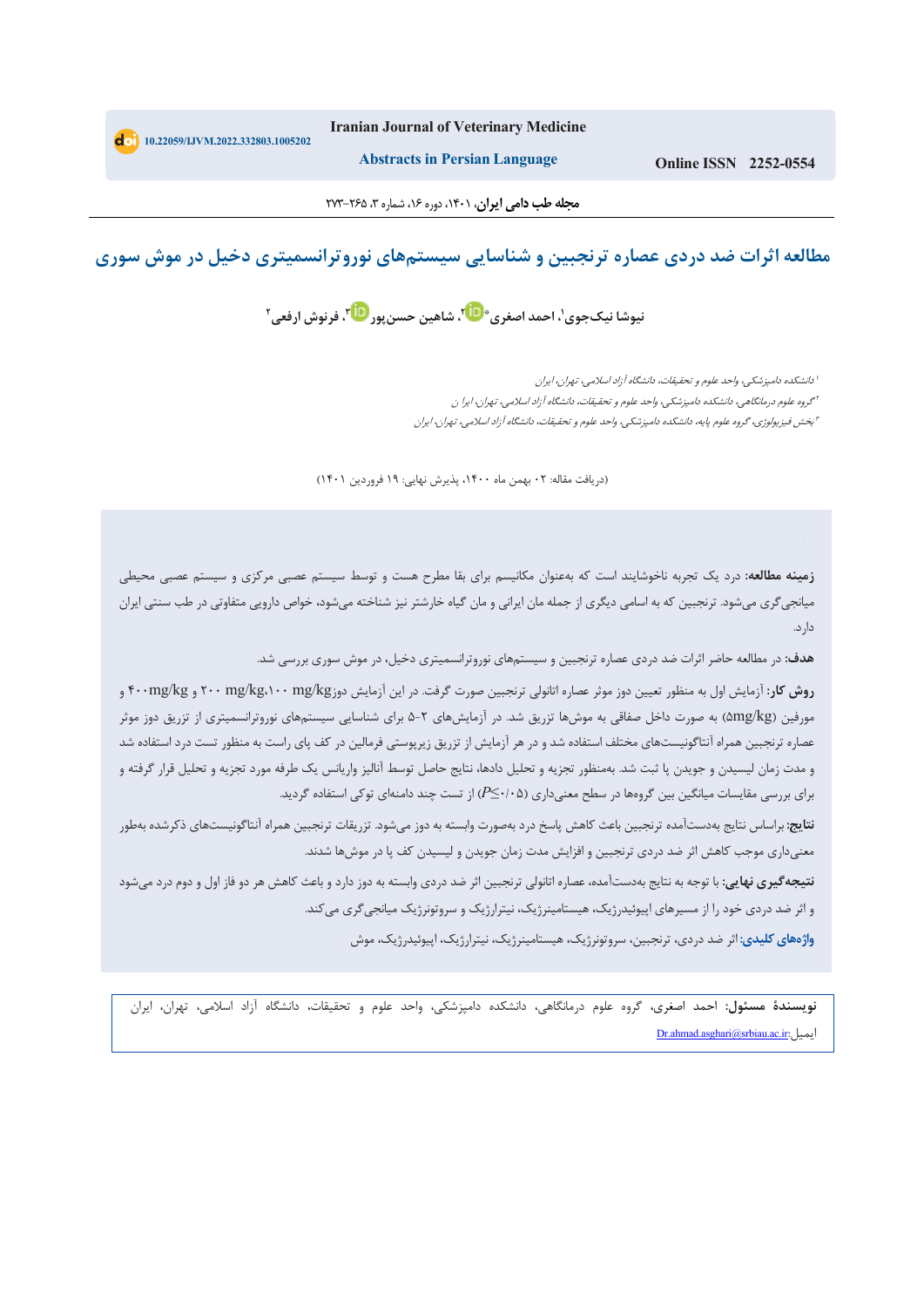Iranian Journal of Veterinary Medicine

Abstracts in Persian Language

Online ISSN 2252-0554

10.22059/IJVM.2022.332803.1005202

**مجله طب دامی ایران**، ۱۴۰۱، دوره ۱۶، شماره ۳، ۲۷۳-۲۶۵

# مطالعه اثرات ضد دردی عصاره ترنجبین و شناسایی سیستم‌های نوروترانسمیتری دخیل در موش سوری

**نیوشا نیک‌جوی[۱]، احمد اصغری[۲]*، شاهین حسن‌پور[۳]، فرنوش ارفعی[۲]**

[۱] دانشکده دامپزشکی، واحد علوم و تحقیقات، دانشگاه آزاد اسلامی، تهران، ایران

[۲] گروه علوم درمانگاهی، دانشکده دامپزشکی، واحد علوم و تحقیقات، دانشگاه آزاد اسلامی، تهران، ایران

[۳] بخش فیزیولوژی، گروه علوم پایه، دانشکده دامپزشکی، واحد علوم و تحقیقات، دانشگاه آزاد اسلامی، تهران، ایران

(دریافت مقاله: ۰۲ بهمن ماه ۱۴۰۰، پذیرش نهایی: ۱۹ فروردین ۱۴۰۱)

**زمینه مطالعه:** درد یک تجربه ناخوشایند است که به‌عنوان مکانیسم برای بقا مطرح هست و توسط سیستم عصبی مرکزی و سیستم عصبی محیطی میانجی‌گری می‌شود. ترنجبین که به اسامی دیگری از جمله مان ایرانی و مان گیاه خارشتر نیز شناخته می‌شود، خواص دارویی متفاوتی در طب سنتی ایران دارد.

**هدف:** در مطالعه حاضر اثرات ضد دردی عصاره ترنجبین و سیستم‌های نوروترانسمیتری دخیل، در موش سوری بررسی شد.

**روش کار:** آزمایش اول به منظور تعیین دوز موثر عصاره اتانولی ترنجبین صورت گرفت. در این آزمایش دوز۱۰۰ mg/kg، ۲۰۰ mg/kg و ۴۰۰mg/kg و مورفین (۵mg/kg) به صورت داخل صفاقی به موش‌ها تزریق شد. در آزمایش‌های ۲-۵ برای شناسایی سیستم‌های نوروترانسمیتری از تزریق دوز موثر عصاره ترنجبین همراه آنتاگونیست‌های مختلف استفاده شد و در هر آزمایش از تزریق زیرپوستی فرمالین در کف پای راست به منظور تست درد استفاده شد و مدت زمان لیسیدن و جویدن پا ثبت شد. به‌منظور تجزیه و تحلیل داده‌ها، نتایج حاصل توسط آنالیز واریانس یک طرفه مورد تجزیه و تحلیل قرار گرفته و برای بررسی مقایسات میانگین بین گروه‌ها در سطح معنی‌داری ($P\leq0.05$) از تست چند دامنه‌ای توکی استفاده گردید.

**نتایج:** براساس نتایج به‌دست‌آمده ترنجبین باعث کاهش پاسخ درد به‌صورت وابسته به دوز می‌شود. تزریقات ترنجبین همراه آنتاگونیست‌های ذکرشده به‌طور معنی‌داری موجب کاهش اثر ضد دردی ترنجبین و افزایش مدت زمان جویدن و لیسیدن کف پا در موش‌ها شدند.

**نتیجه‌گیری نهایی:** با توجه به نتایج به‌دست‌آمده، عصاره اتانولی ترنجبین اثر ضد دردی وابسته به دوز دارد و باعث کاهش هر دو فاز اول و دوم درد می‌شود و اثر ضد دردی خود را از مسیرهای اپیوئیدرژیک، هیستامینرژیک، نیترارژیک و سروتونرژیک میانجی‌گری می‌کند.

**واژه‌های کلیدی:** اثر ضد دردی، ترنجبین، سروتونرژیک، هیستامینرژیک، نیترارژیک، اپیوئیدرژیک، موش

**نویسندهٔ مسئول:** احمد اصغری، گروه علوم درمانگاهی، دانشکده دامپزشکی، واحد علوم و تحقیقات، دانشگاه آزاد اسلامی، تهران، ایران

ایمیل: Dr.ahmad.asghari@srbiau.ac.ir